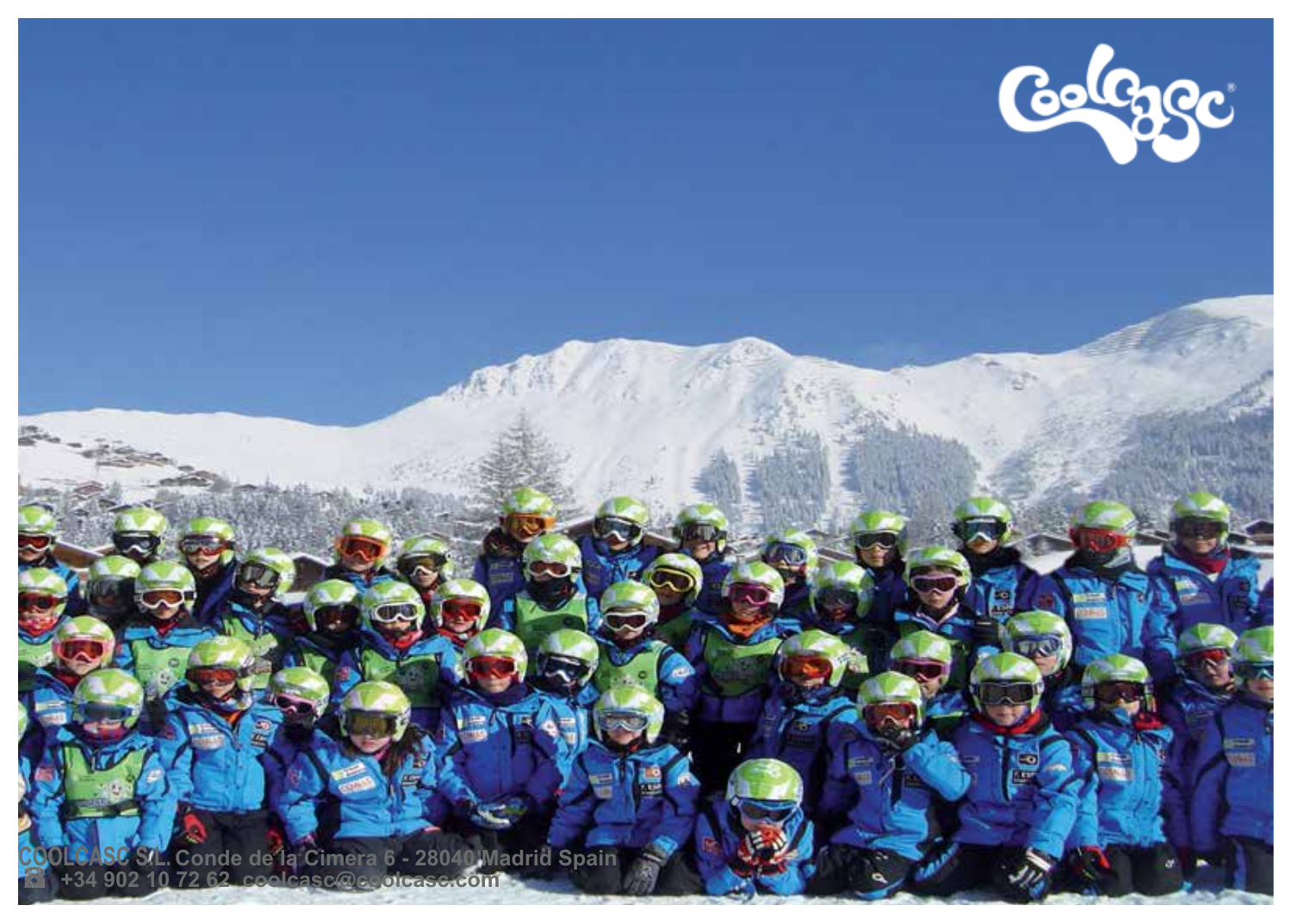Coolcasc®

COOLCASC S.L. Conde de la Cimera 6 - 28040 Madrid Spain
+34 902 10 72 62 coolcasc@coolcasc.com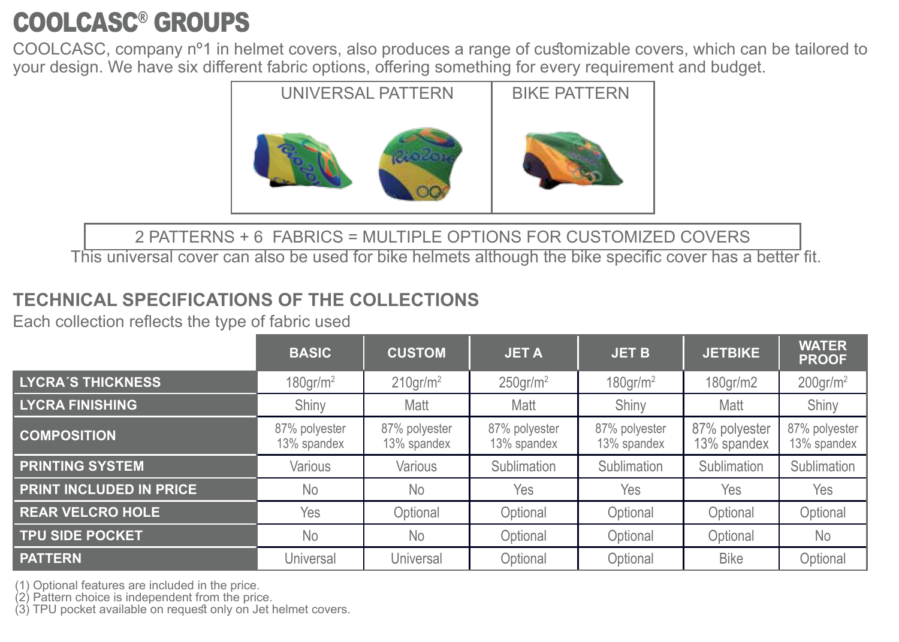# COOLCASC® GROUPS

COOLCASC, company nº1 in helmet covers, also produces a range of customizable covers, which can be tailored to your design. We have six different fabric options, offering something for every requirement and budget.

| UNIVERSAL PATTERN | BIKE PATTERN |
|---|---|

2 PATTERNS + 6 FABRICS = MULTIPLE OPTIONS FOR CUSTOMIZED COVERS

This universal cover can also be used for bike helmets although the bike specific cover has a better fit.

## TECHNICAL SPECIFICATIONS OF THE COLLECTIONS

Each collection reflects the type of fabric used

| | BASIC | CUSTOM | JET A | JET B | JETBIKE | WATER PROOF |
|---|---|---|---|---|---|---|
| LYCRA´S THICKNESS | 180gr/m$^2$ | 210gr/m$^2$ | 250gr/m$^2$ | 180gr/m$^2$ | 180gr/m2 | 200gr/m$^2$ |
| LYCRA FINISHING | Shiny | Matt | Matt | Shiny | Matt | Shiny |
| COMPOSITION | 87% polyester 13% spandex | 87% polyester 13% spandex | 87% polyester 13% spandex | 87% polyester 13% spandex | 87% polyester 13% spandex | 87% polyester 13% spandex |
| PRINTING SYSTEM | Various | Various | Sublimation | Sublimation | Sublimation | Sublimation |
| PRINT INCLUDED IN PRICE | No | No | Yes | Yes | Yes | Yes |
| REAR VELCRO HOLE | Yes | Optional | Optional | Optional | Optional | Optional |
| TPU SIDE POCKET | No | No | Optional | Optional | Optional | No |
| PATTERN | Universal | Universal | Optional | Optional | Bike | Optional |

(1) Optional features are included in the price.
(2) Pattern choice is independent from the price.
(3) TPU pocket available on request only on Jet helmet covers.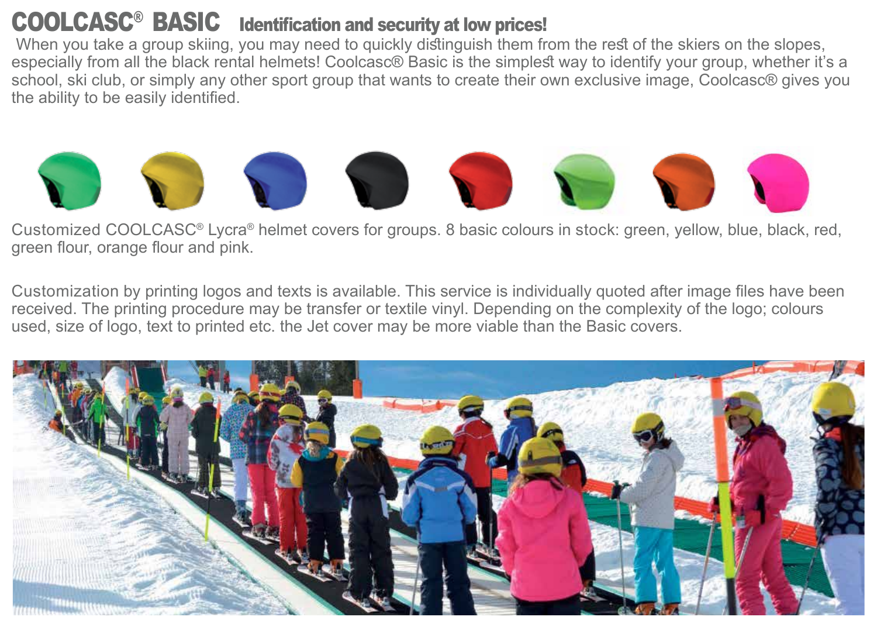# COOLCASC® BASIC Identification and security at low prices!

When you take a group skiing, you may need to quickly distinguish them from the rest of the skiers on the slopes, especially from all the black rental helmets! Coolcasc® Basic is the simplest way to identify your group, whether it's a school, ski club, or simply any other sport group that wants to create their own exclusive image, Coolcasc® gives you the ability to be easily identified.

Customized COOLCASC® Lycra® helmet covers for groups. 8 basic colours in stock: green, yellow, blue, black, red, green flour, orange flour and pink.

Customization by printing logos and texts is available. This service is individually quoted after image files have been received. The printing procedure may be transfer or textile vinyl. Depending on the complexity of the logo; colours used, size of logo, text to printed etc. the Jet cover may be more viable than the Basic covers.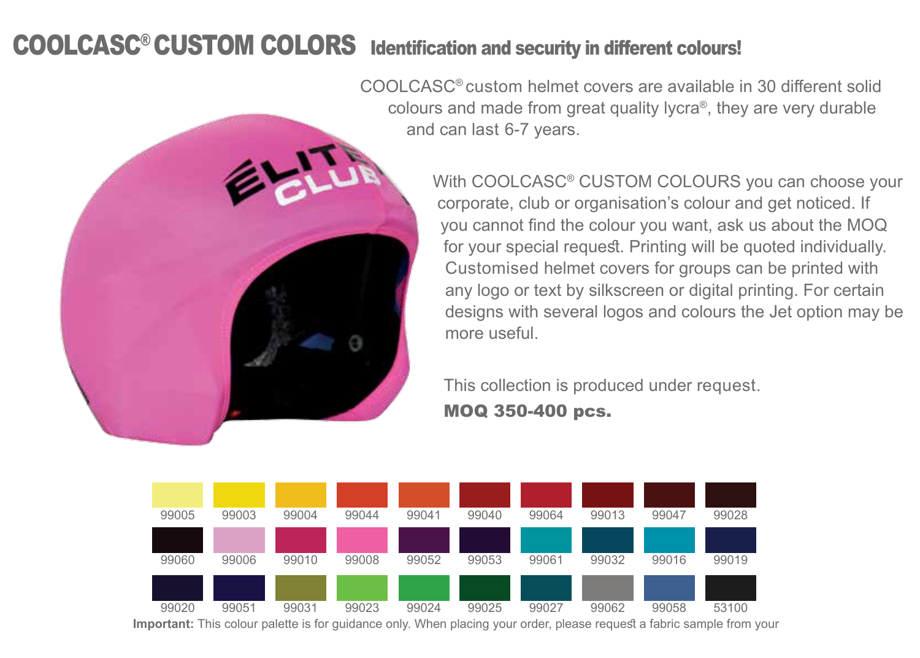# COOLCASC® CUSTOM COLORS Identification and security in different colours!

COOLCASC® custom helmet covers are available in 30 different solid colours and made from great quality lycra®, they are very durable and can last 6-7 years.

With COOLCASC® CUSTOM COLOURS you can choose your corporate, club or organisation's colour and get noticed. If you cannot find the colour you want, ask us about the MOQ for your special request. Printing will be quoted individually. Customised helmet covers for groups can be printed with any logo or text by silkscreen or digital printing. For certain designs with several logos and colours the Jet option may be more useful.

This collection is produced under request.

**MOQ 350-400 pcs.**

| | | | | | | | | | |
|---|---|---|---|---|---|---|---|---|---|
| 99005 | 99003 | 99004 | 99044 | 99041 | 99040 | 99064 | 99013 | 99047 | 99028 |
| 99060 | 99006 | 99010 | 99008 | 99052 | 99053 | 99061 | 99032 | 99016 | 99019 |
| 99020 | 99051 | 99031 | 99023 | 99024 | 99025 | 99027 | 99062 | 99058 | 53100 |

**Important:** This colour palette is for guidance only. When placing your order, please request a fabric sample from your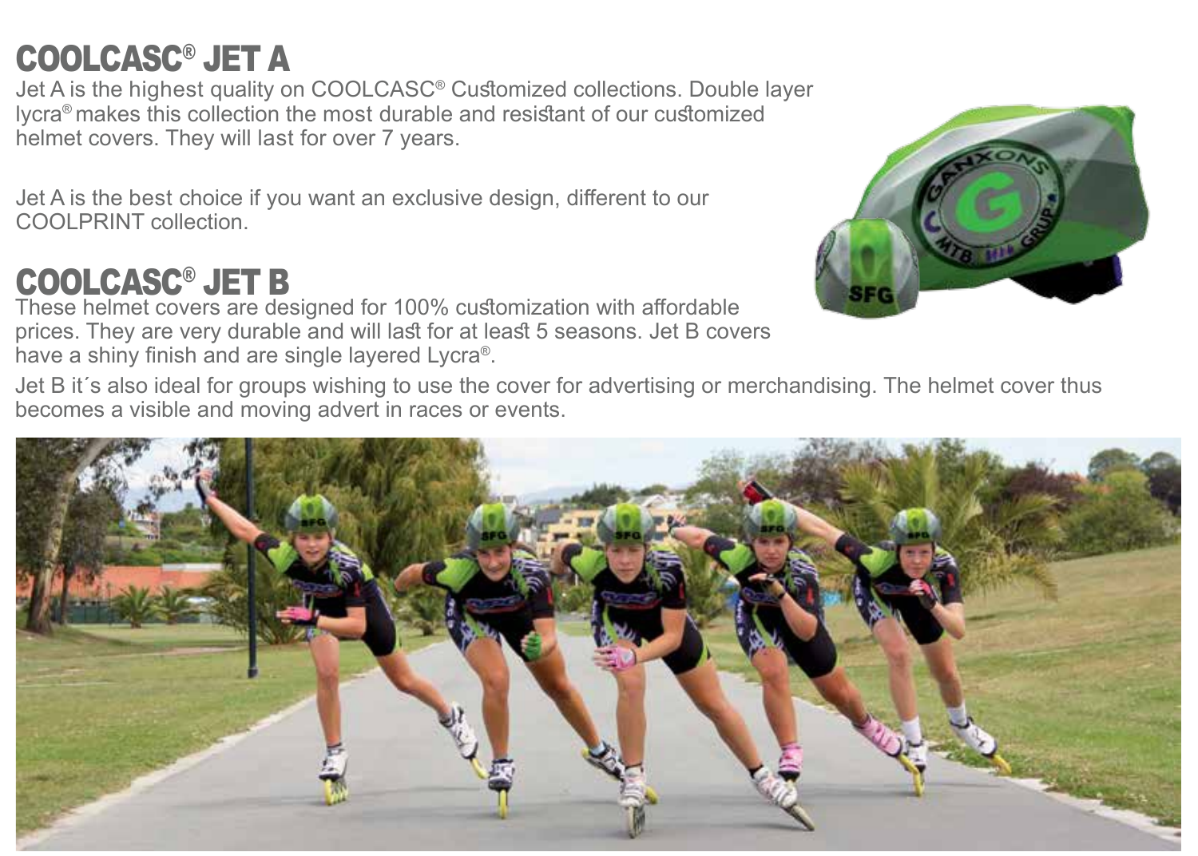# COOLCASC® JET A

Jet A is the highest quality on COOLCASC® Customized collections. Double layer lycra® makes this collection the most durable and resistant of our customized helmet covers. They will last for over 7 years.

Jet A is the best choice if you want an exclusive design, different to our COOLPRINT collection.

# COOLCASC® JET B

These helmet covers are designed for 100% customization with affordable prices. They are very durable and will last for at least 5 seasons. Jet B covers have a shiny finish and are single layered Lycra®.

Jet B it´s also ideal for groups wishing to use the cover for advertising or merchandising. The helmet cover thus becomes a visible and moving advert in races or events.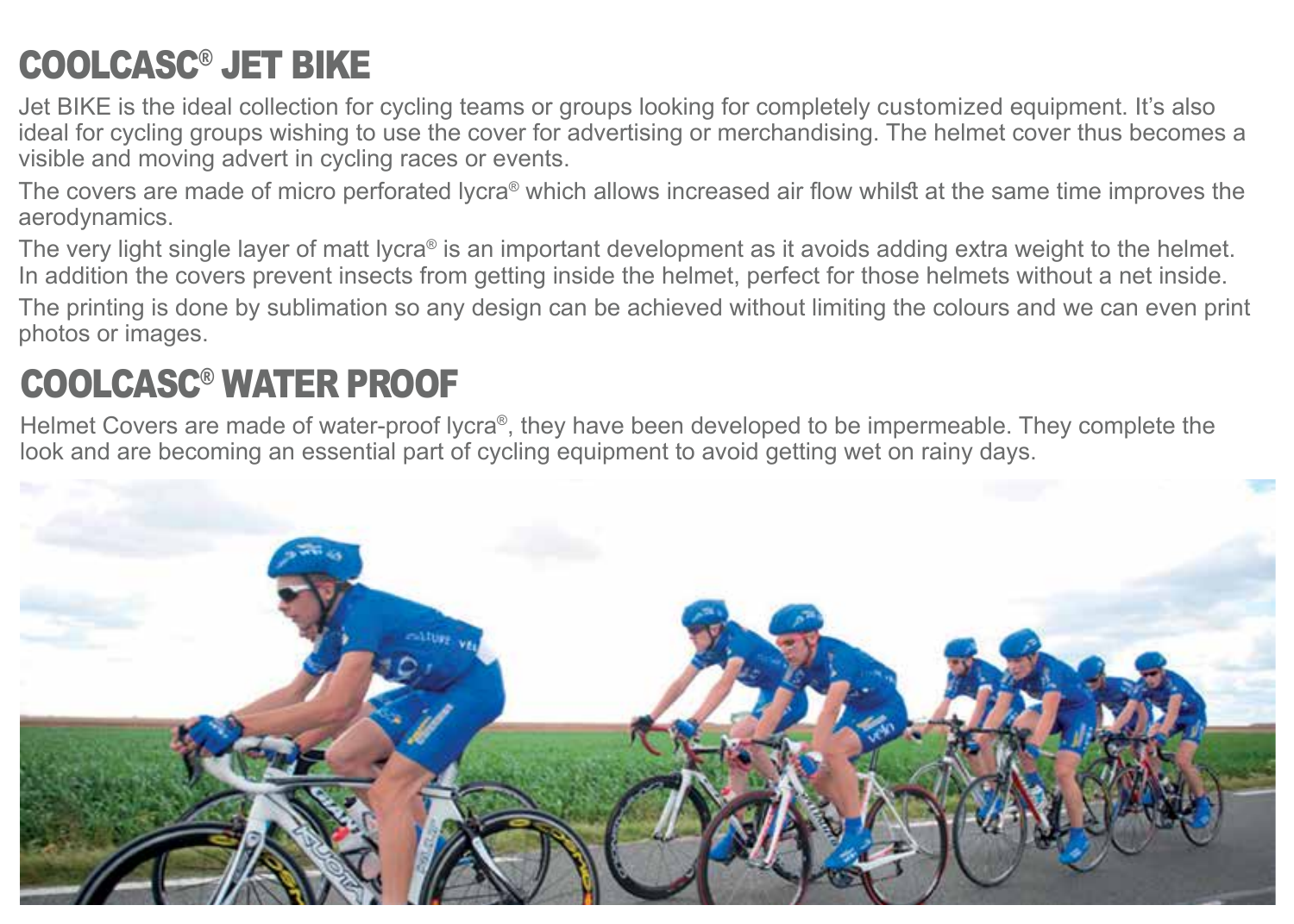# COOLCASC® JET BIKE

Jet BIKE is the ideal collection for cycling teams or groups looking for completely customized equipment. It's also ideal for cycling groups wishing to use the cover for advertising or merchandising. The helmet cover thus becomes a visible and moving advert in cycling races or events.

The covers are made of micro perforated lycra® which allows increased air flow whilst at the same time improves the aerodynamics.

The very light single layer of matt lycra® is an important development as it avoids adding extra weight to the helmet. In addition the covers prevent insects from getting inside the helmet, perfect for those helmets without a net inside.

The printing is done by sublimation so any design can be achieved without limiting the colours and we can even print photos or images.

# COOLCASC® WATER PROOF

Helmet Covers are made of water-proof lycra®, they have been developed to be impermeable. They complete the look and are becoming an essential part of cycling equipment to avoid getting wet on rainy days.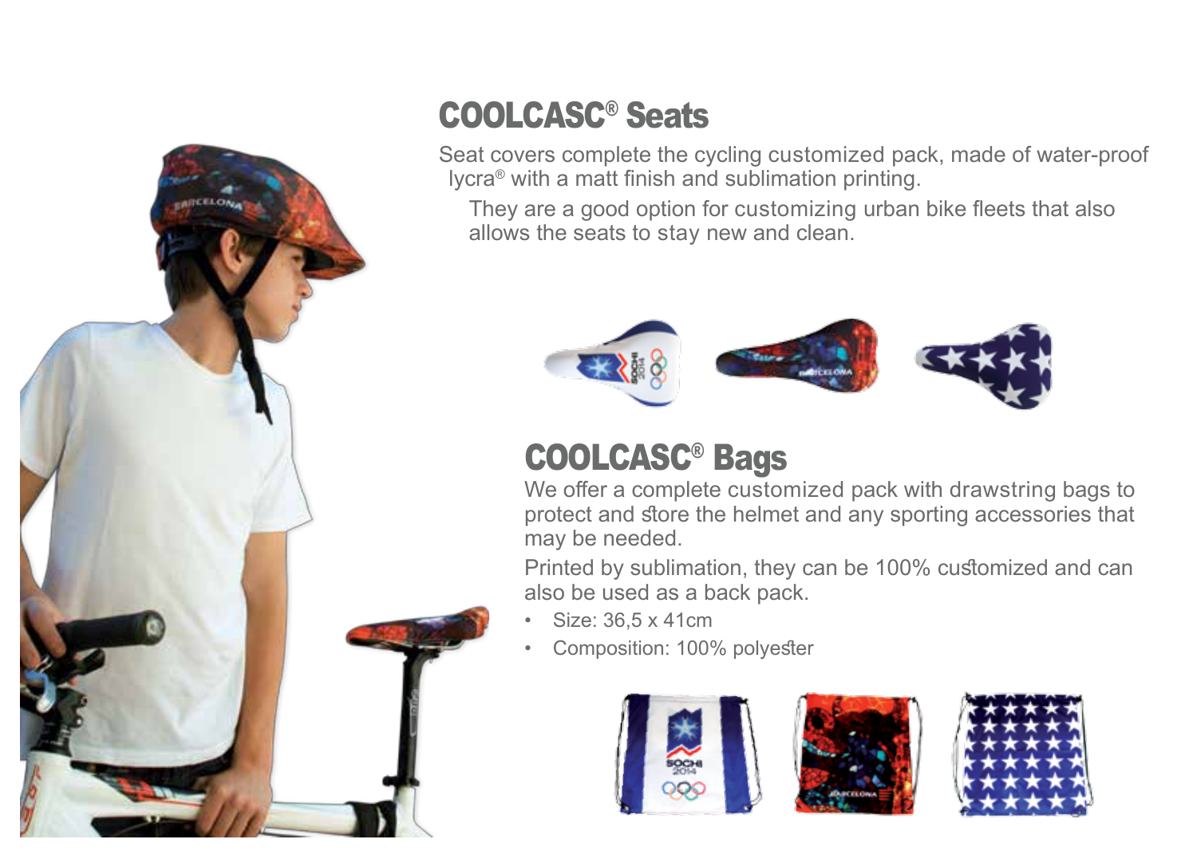## COOLCASC® Seats

Seat covers complete the cycling customized pack, made of water-proof lycra® with a matt finish and sublimation printing.

They are a good option for customizing urban bike fleets that also allows the seats to stay new and clean.

## COOLCASC® Bags

We offer a complete customized pack with drawstring bags to protect and store the helmet and any sporting accessories that may be needed.

Printed by sublimation, they can be 100% customized and can also be used as a back pack.

- Size: 36,5 x 41cm
- Composition: 100% polyester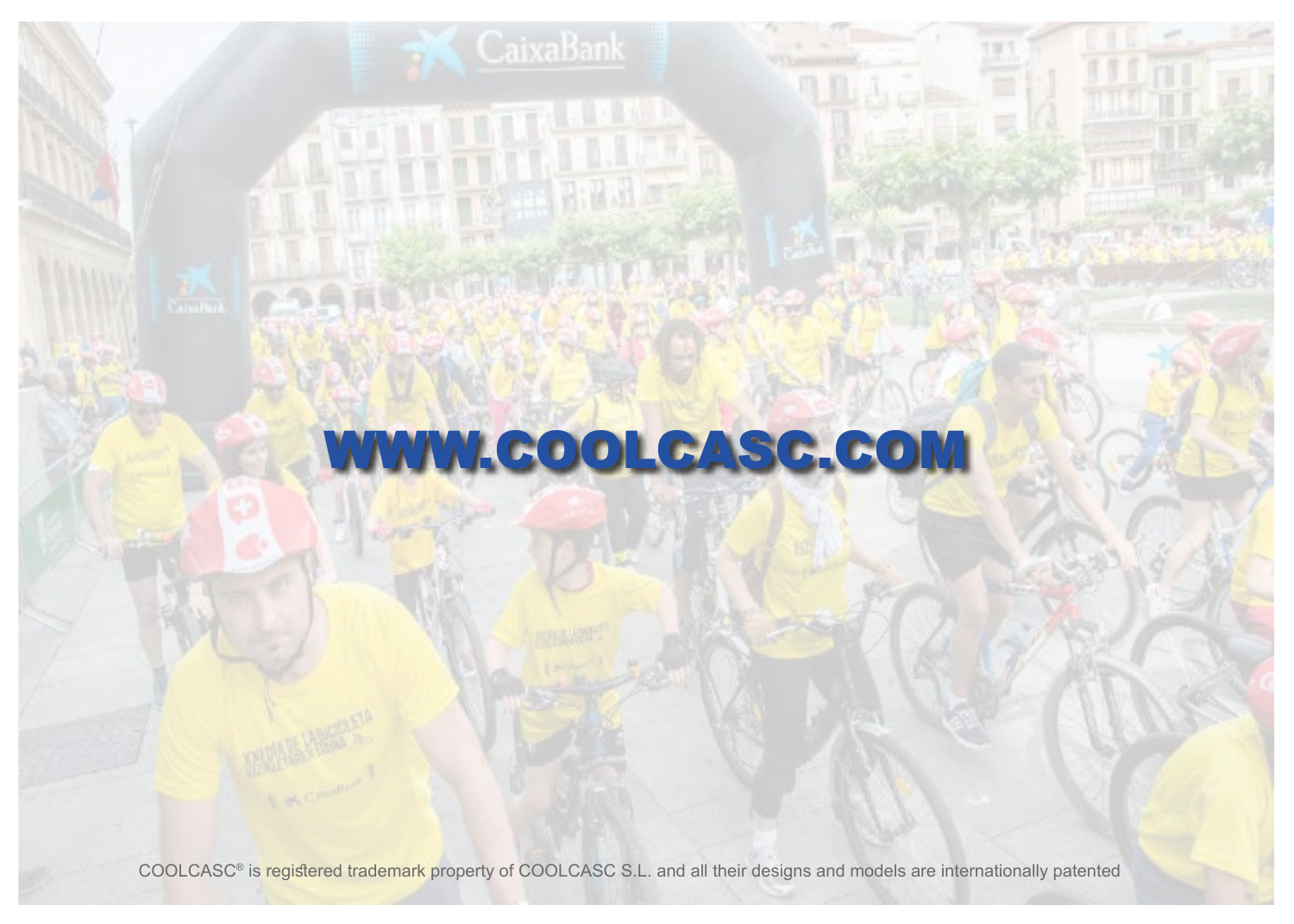# WWW.COOLCASC.COM

COOLCASC® is registered trademark property of COOLCASC S.L. and all their designs and models are internationally patented